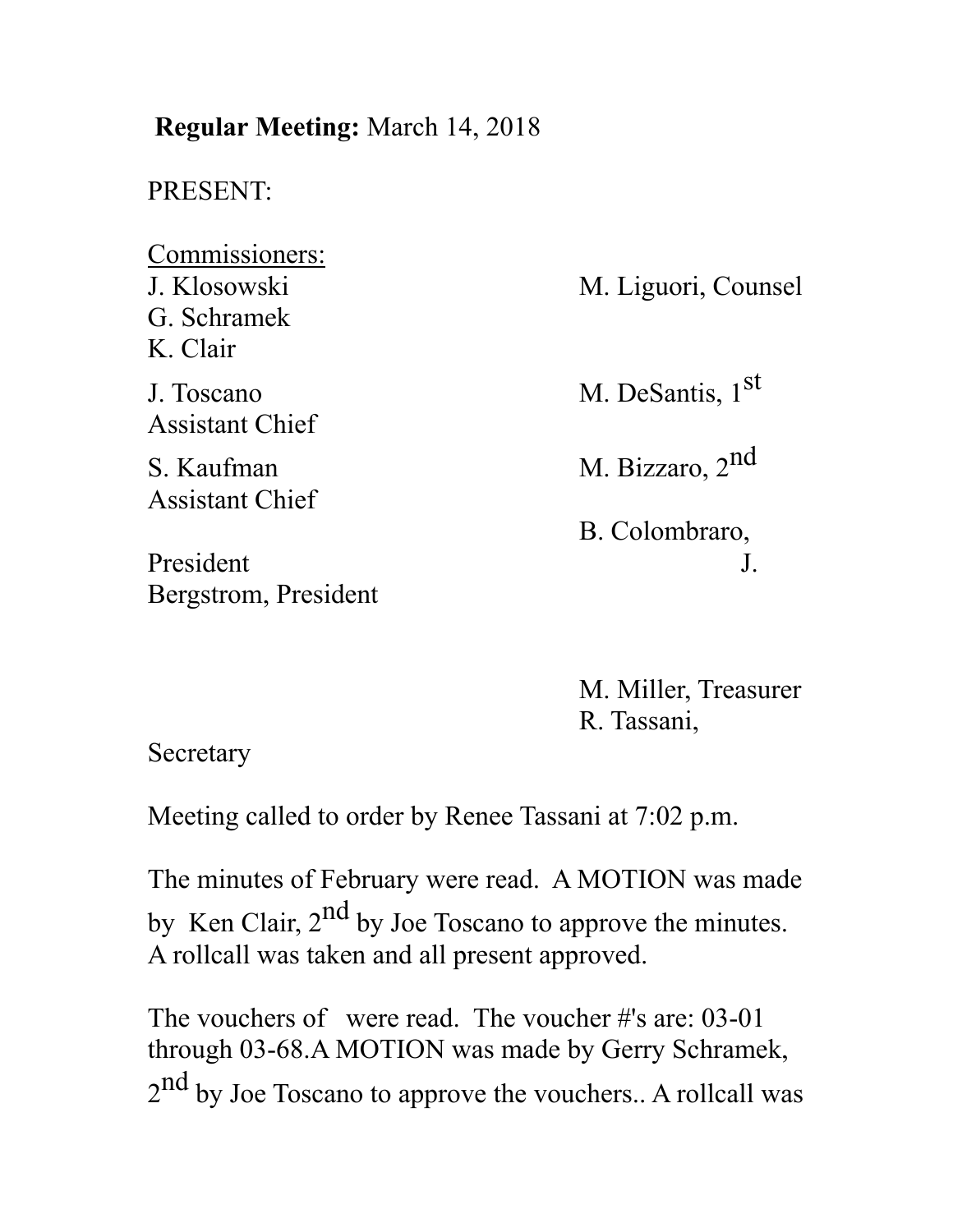**Regular Meeting:** March 14, 2018

PRESENT:

<u>Commissioners:</u>

J. Klosowski
G. Schramek
K. Clair

M. Liguori, Counsel

J. Toscano
Assistant Chief

M. DeSantis, 1st

S. Kaufman
Assistant Chief

M. Bizzaro, 2nd

B. Colombraro,
President

J. Bergstrom, President

M. Miller, Treasurer

R. Tassani,
Secretary

Meeting called to order by Renee Tassani at 7:02 p.m.

The minutes of February were read. A MOTION was made by Ken Clair, 2nd by Joe Toscano to approve the minutes. A rollcall was taken and all present approved.

The vouchers of were read. The voucher #'s are: 03-01 through 03-68.A MOTION was made by Gerry Schramek, 2nd by Joe Toscano to approve the vouchers.. A rollcall was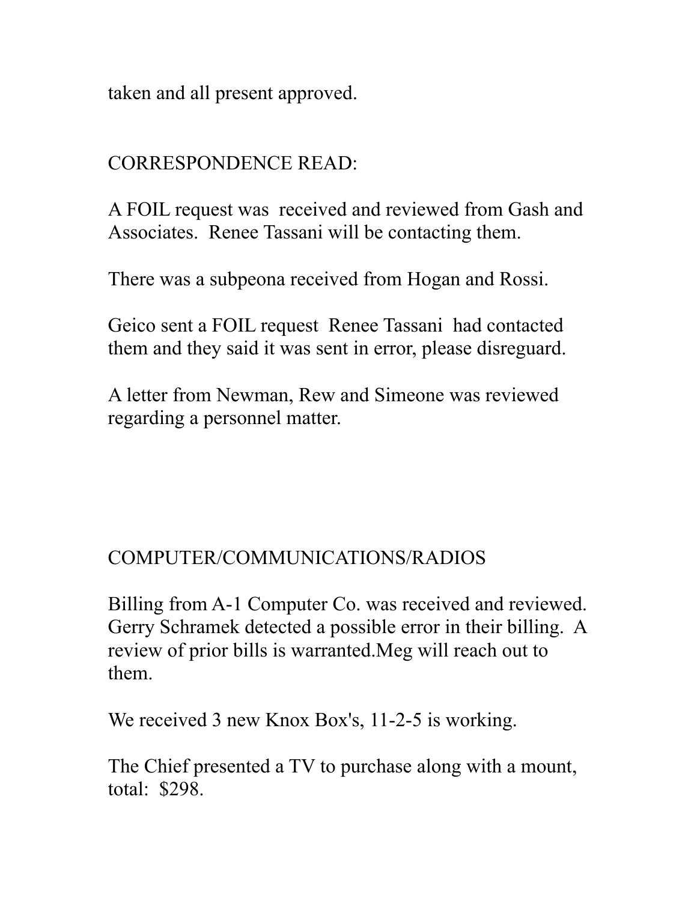taken and all present approved.

CORRESPONDENCE READ:

A FOIL request was  received and reviewed from Gash and Associates.  Renee Tassani will be contacting them.

There was a subpeona received from Hogan and Rossi.

Geico sent a FOIL request  Renee Tassani  had contacted them and they said it was sent in error, please disreguard.

A letter from Newman, Rew and Simeone was reviewed regarding a personnel matter.

COMPUTER/COMMUNICATIONS/RADIOS

Billing from A-1 Computer Co. was received and reviewed. Gerry Schramek detected a possible error in their billing.  A review of prior bills is warranted.Meg will reach out to them.

We received 3 new Knox Box's, 11-2-5 is working.

The Chief presented a TV to purchase along with a mount, total:  $298.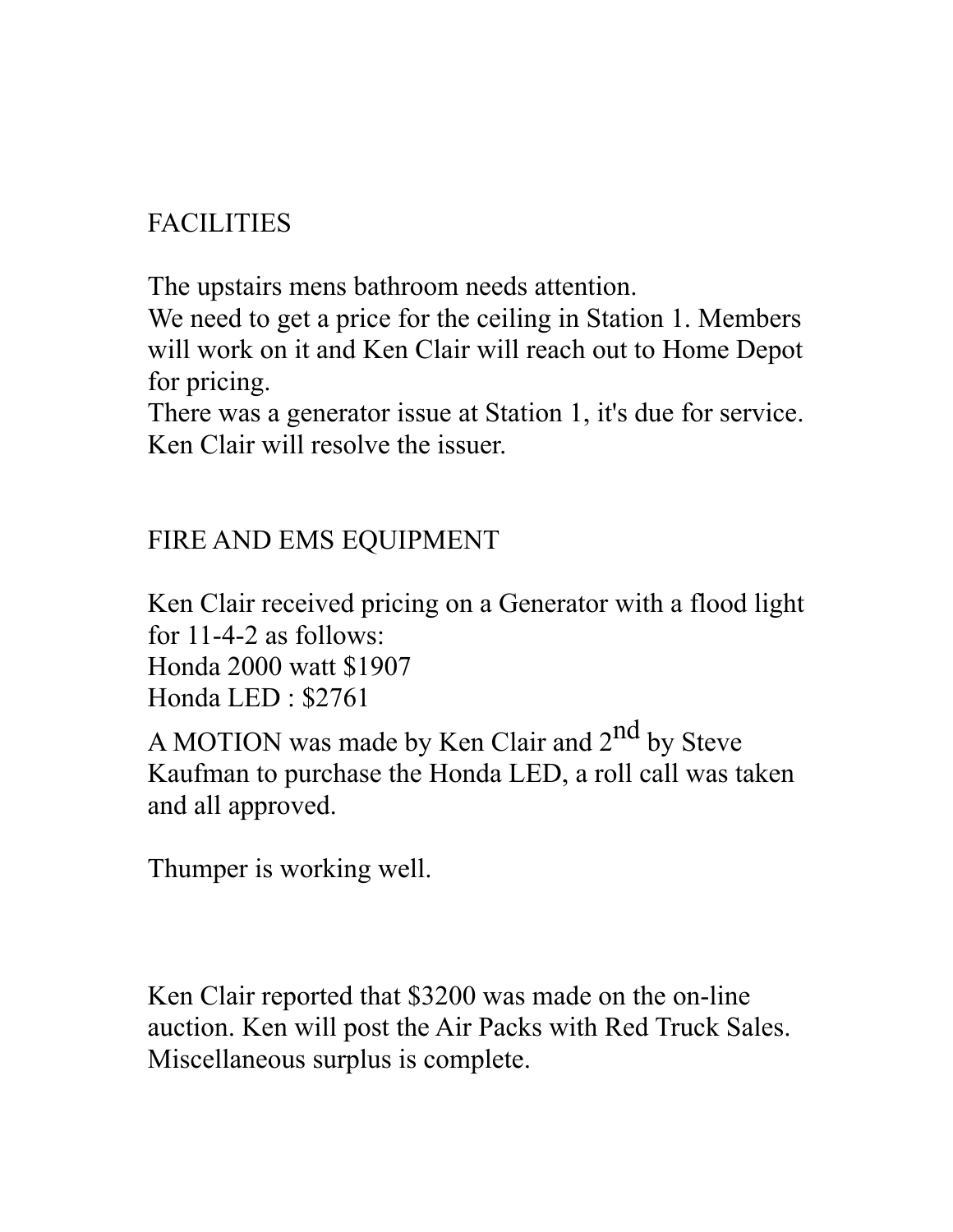## FACILITIES

The upstairs mens bathroom needs attention.
We need to get a price for the ceiling in Station 1. Members will work on it and Ken Clair will reach out to Home Depot for pricing.
There was a generator issue at Station 1, it's due for service. Ken Clair will resolve the issuer.

## FIRE AND EMS EQUIPMENT

Ken Clair received pricing on a Generator with a flood light for 11-4-2 as follows:
Honda 2000 watt $1907
Honda LED : $2761

A MOTION was made by Ken Clair and 2nd by Steve Kaufman to purchase the Honda LED, a roll call was taken and all approved.

Thumper is working well.

Ken Clair reported that $3200 was made on the on-line auction. Ken will post the Air Packs with Red Truck Sales. Miscellaneous surplus is complete.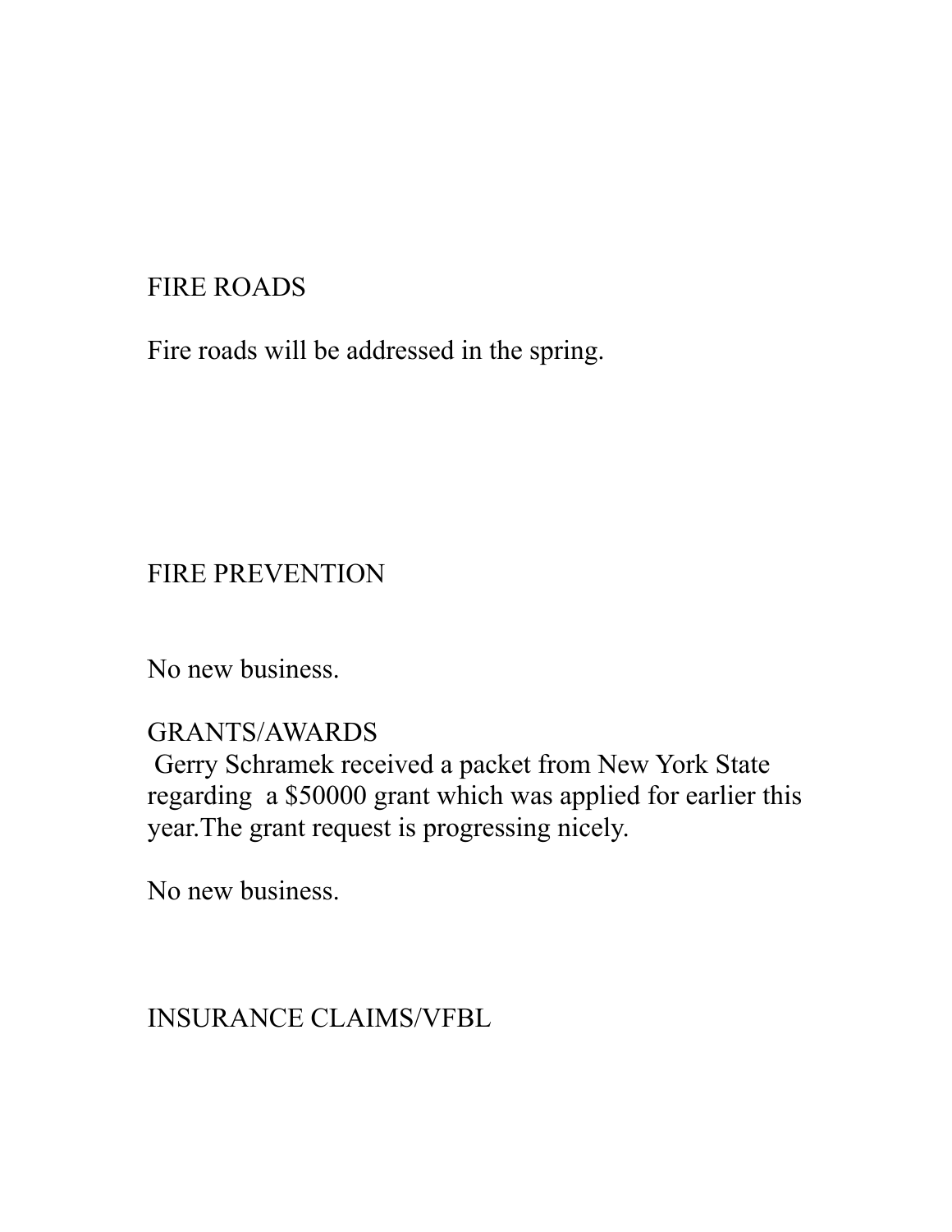## FIRE ROADS

Fire roads will be addressed in the spring.

## FIRE PREVENTION

No new business.

## GRANTS/AWARDS

Gerry Schramek received a packet from New York State regarding a $50000 grant which was applied for earlier this year.The grant request is progressing nicely.

No new business.

## INSURANCE CLAIMS/VFBL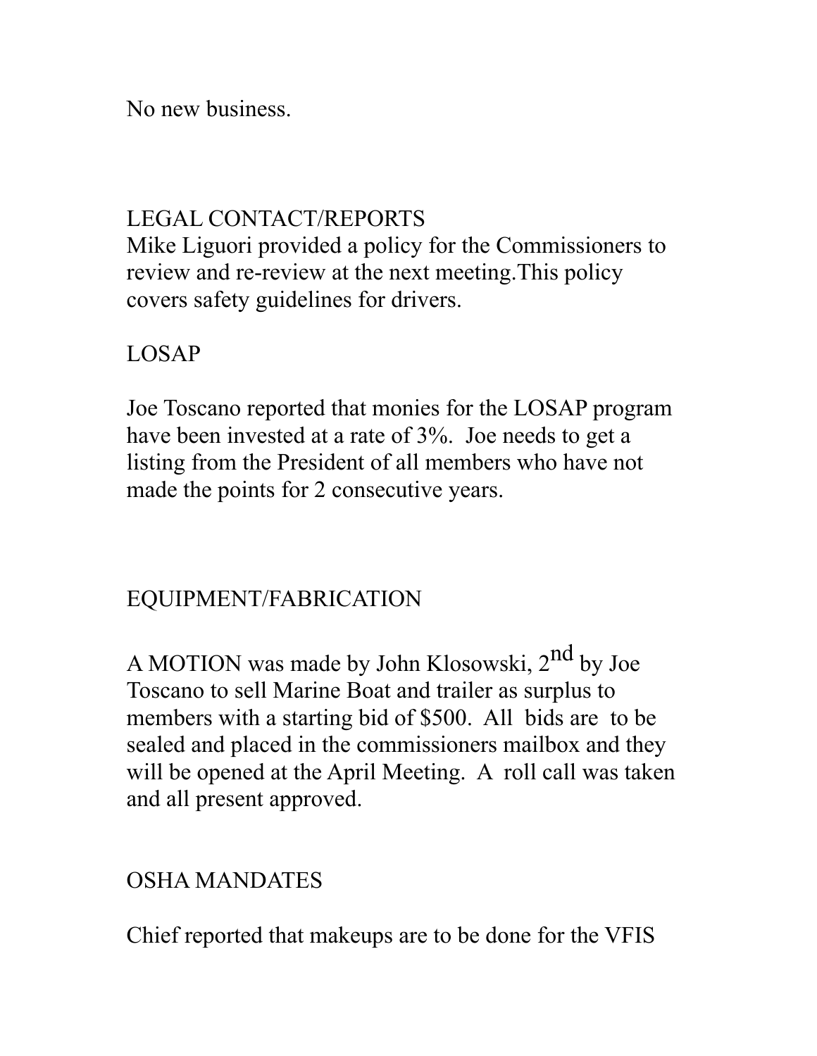No new business.

## LEGAL CONTACT/REPORTS

Mike Liguori provided a policy for the Commissioners to review and re-review at the next meeting.This policy covers safety guidelines for drivers.

## LOSAP

Joe Toscano reported that monies for the LOSAP program have been invested at a rate of 3%. Joe needs to get a listing from the President of all members who have not made the points for 2 consecutive years.

## EQUIPMENT/FABRICATION

A MOTION was made by John Klosowski, 2nd by Joe Toscano to sell Marine Boat and trailer as surplus to members with a starting bid of $500. All bids are to be sealed and placed in the commissioners mailbox and they will be opened at the April Meeting. A roll call was taken and all present approved.

## OSHA MANDATES

Chief reported that makeups are to be done for the VFIS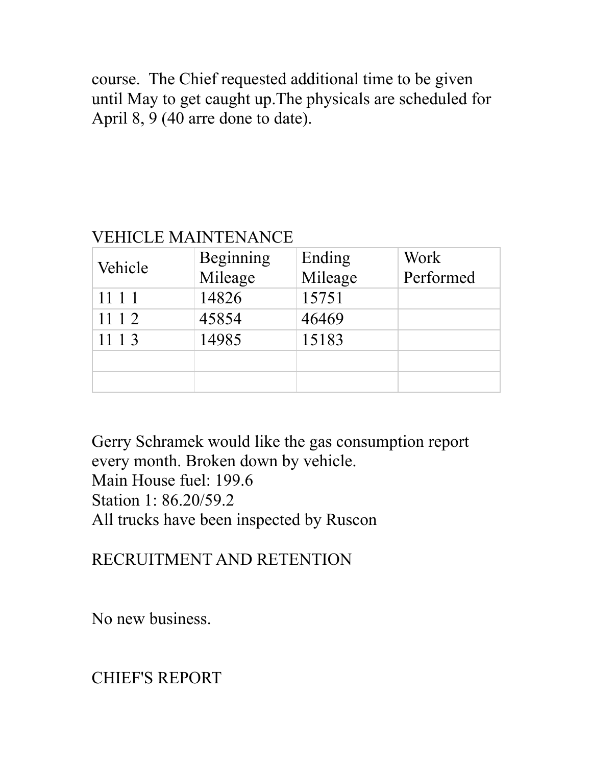course. The Chief requested additional time to be given until May to get caught up.The physicals are scheduled for April 8, 9 (40 arre done to date).

## VEHICLE MAINTENANCE

| Vehicle | Beginning Mileage | Ending Mileage | Work Performed |
|---|---|---|---|
| 11 1 1 | 14826 | 15751 | |
| 11 1 2 | 45854 | 46469 | |
| 11 1 3 | 14985 | 15183 | |
| | | | |
| | | | |

Gerry Schramek would like the gas consumption report every month. Broken down by vehicle.
Main House fuel: 199.6
Station 1: 86.20/59.2
All trucks have been inspected by Ruscon

## RECRUITMENT AND RETENTION

No new business.

## CHIEF'S REPORT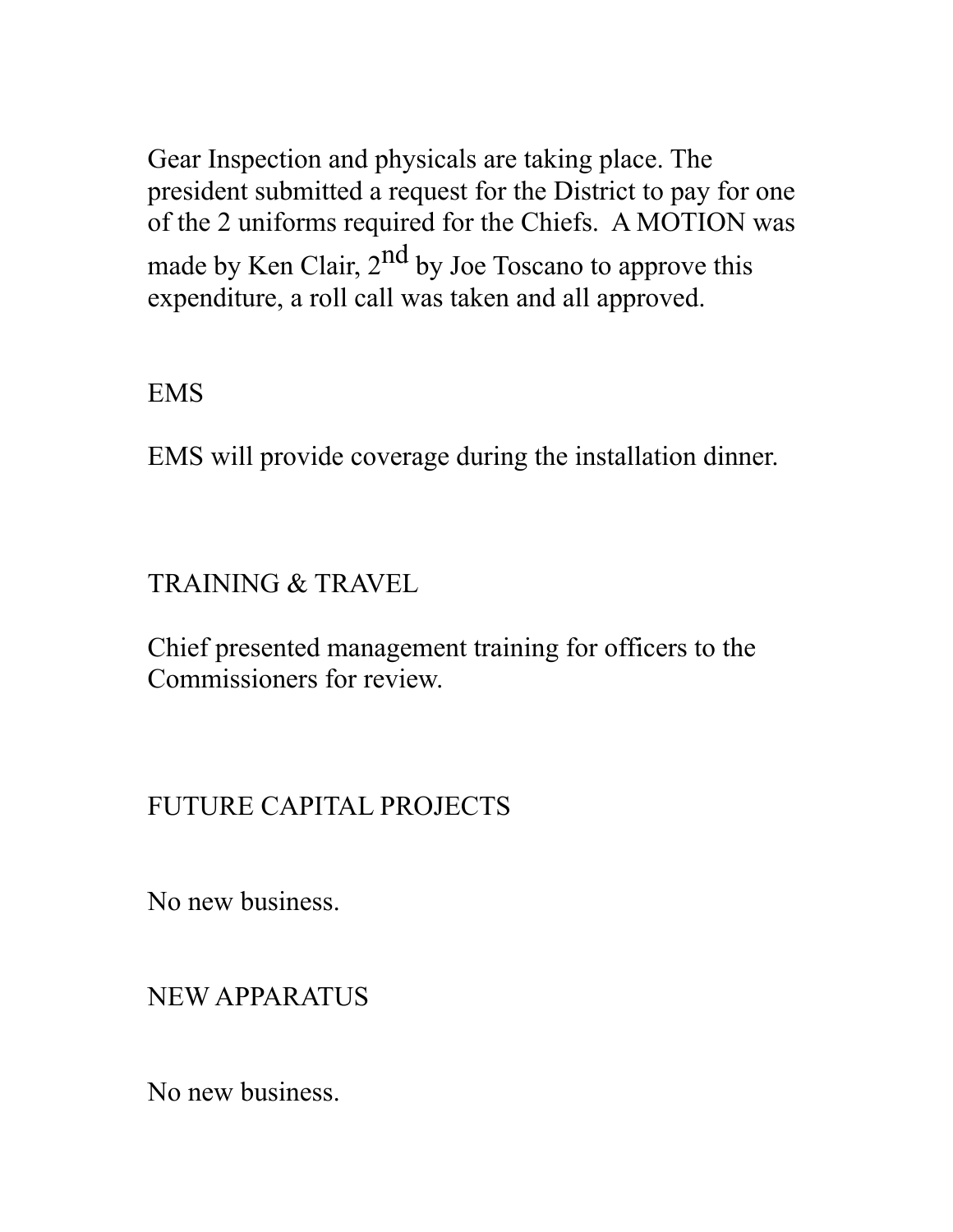Gear Inspection and physicals are taking place. The president submitted a request for the District to pay for one of the 2 uniforms required for the Chiefs. A MOTION was made by Ken Clair, 2nd by Joe Toscano to approve this expenditure, a roll call was taken and all approved.

## EMS

EMS will provide coverage during the installation dinner.

## TRAINING & TRAVEL

Chief presented management training for officers to the Commissioners for review.

## FUTURE CAPITAL PROJECTS

No new business.

## NEW APPARATUS

No new business.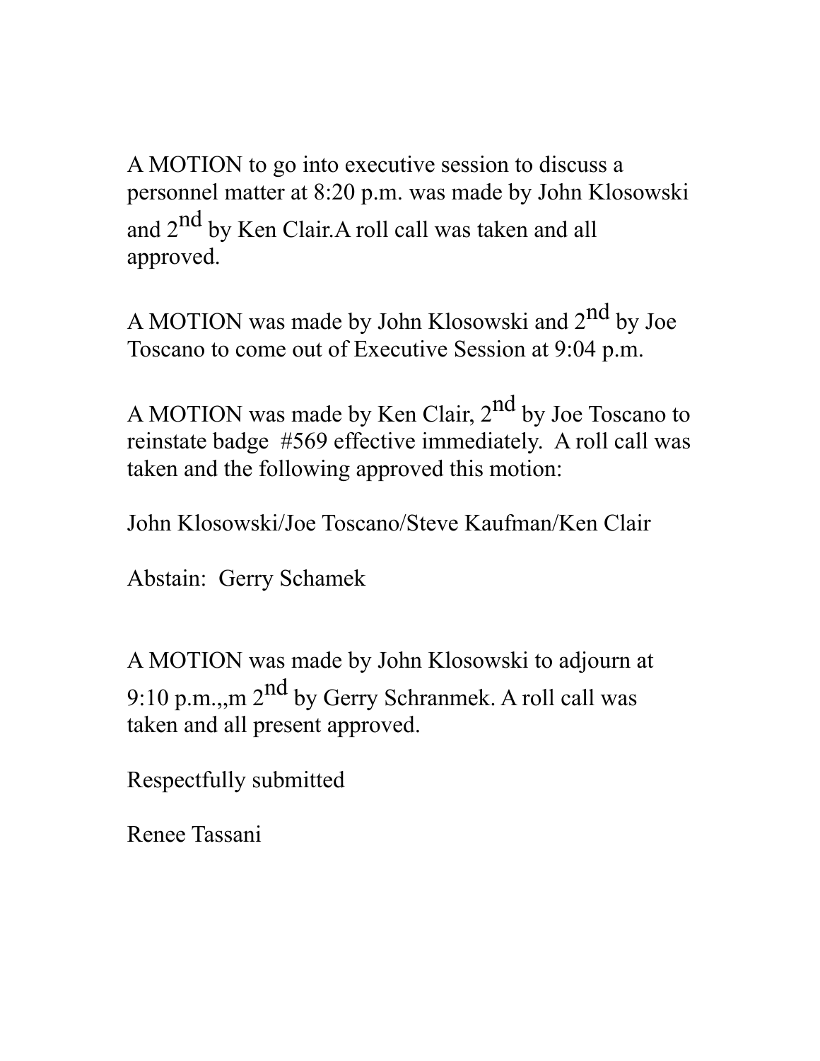A MOTION to go into executive session to discuss a personnel matter at 8:20 p.m. was made by John Klosowski and 2nd by Ken Clair.A roll call was taken and all approved.

A MOTION was made by John Klosowski and 2nd by Joe Toscano to come out of Executive Session at 9:04 p.m.

A MOTION was made by Ken Clair, 2nd by Joe Toscano to reinstate badge #569 effective immediately. A roll call was taken and the following approved this motion:

John Klosowski/Joe Toscano/Steve Kaufman/Ken Clair

Abstain: Gerry Schamek

A MOTION was made by John Klosowski to adjourn at 9:10 p.m.,,m 2nd by Gerry Schranmek. A roll call was taken and all present approved.

Respectfully submitted

Renee Tassani